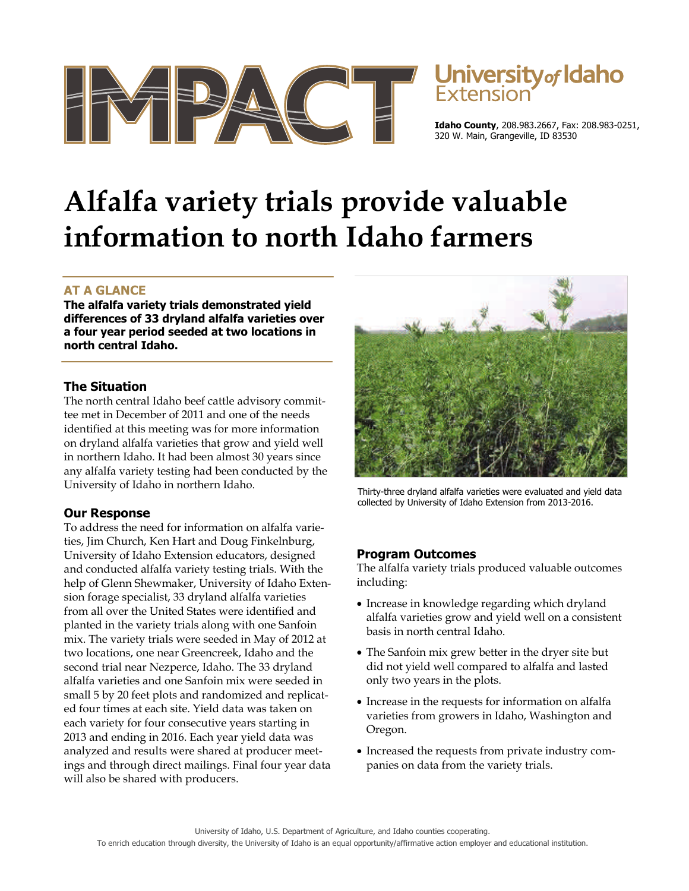**University of Idaho Extension**

**Idaho County**, 208.983.2667, Fax: 208.983-0251, 320 W. Main, Grangeville, ID 83530

# Alfalfa variety trials provide valuable information to north Idaho farmers

## AT A GLANCE

**The alfalfa variety trials demonstrated yield differences of 33 dryland alfalfa varieties over a four year period seeded at two locations in north central Idaho.**

### The Situation

The north central Idaho beef cattle advisory committee met in December of 2011 and one of the needs identified at this meeting was for more information on dryland alfalfa varieties that grow and yield well in northern Idaho. It had been almost 30 years since any alfalfa variety testing had been conducted by the University of Idaho in northern Idaho.

### Our Response

To address the need for information on alfalfa varieties, Jim Church, Ken Hart and Doug Finkelnburg, University of Idaho Extension educators, designed and conducted alfalfa variety testing trials. With the help of Glenn Shewmaker, University of Idaho Extension forage specialist, 33 dryland alfalfa varieties from all over the United States were identified and planted in the variety trials along with one Sanfoin mix. The variety trials were seeded in May of 2012 at two locations, one near Greencreek, Idaho and the second trial near Nezperce, Idaho. The 33 dryland alfalfa varieties and one Sanfoin mix were seeded in small 5 by 20 feet plots and randomized and replicated four times at each site. Yield data was taken on each variety for four consecutive years starting in 2013 and ending in 2016. Each year yield data was analyzed and results were shared at producer meetings and through direct mailings. Final four year data will also be shared with producers.

Thirty-three dryland alfalfa varieties were evaluated and yield data collected by University of Idaho Extension from 2013-2016.

### Program Outcomes

The alfalfa variety trials produced valuable outcomes including:

- Increase in knowledge regarding which dryland alfalfa varieties grow and yield well on a consistent basis in north central Idaho.
- The Sanfoin mix grew better in the dryer site but did not yield well compared to alfalfa and lasted only two years in the plots.
- Increase in the requests for information on alfalfa varieties from growers in Idaho, Washington and Oregon.
- Increased the requests from private industry companies on data from the variety trials.

University of Idaho, U.S. Department of Agriculture, and Idaho counties cooperating.
To enrich education through diversity, the University of Idaho is an equal opportunity/affirmative action employer and educational institution.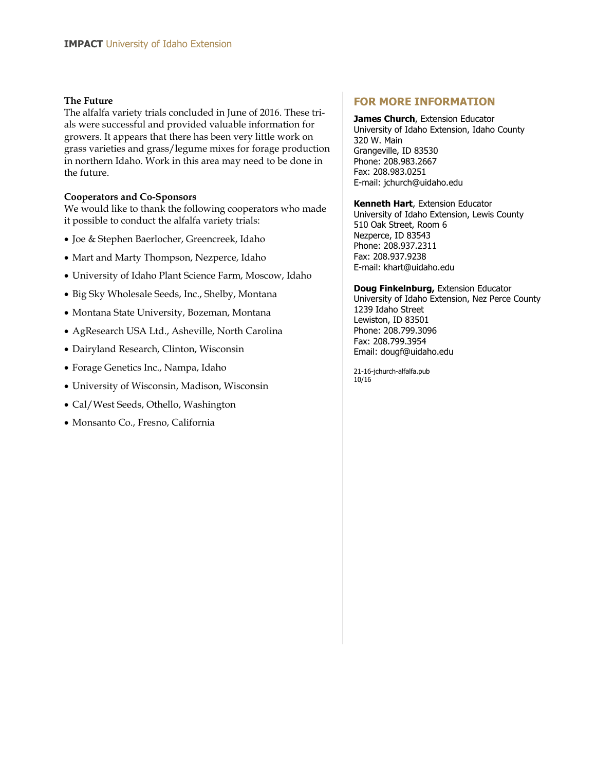**The Future**

The alfalfa variety trials concluded in June of 2016. These trials were successful and provided valuable information for growers. It appears that there has been very little work on grass varieties and grass/legume mixes for forage production in northern Idaho. Work in this area may need to be done in the future.

**Cooperators and Co-Sponsors**

We would like to thank the following cooperators who made it possible to conduct the alfalfa variety trials:

- Joe & Stephen Baerlocher, Greencreek, Idaho
- Mart and Marty Thompson, Nezperce, Idaho
- University of Idaho Plant Science Farm, Moscow, Idaho
- Big Sky Wholesale Seeds, Inc., Shelby, Montana
- Montana State University, Bozeman, Montana
- AgResearch USA Ltd., Asheville, North Carolina
- Dairyland Research, Clinton, Wisconsin
- Forage Genetics Inc., Nampa, Idaho
- University of Wisconsin, Madison, Wisconsin
- Cal/West Seeds, Othello, Washington
- Monsanto Co., Fresno, California

## FOR MORE INFORMATION

**James Church**, Extension Educator
University of Idaho Extension, Idaho County
320 W. Main
Grangeville, ID 83530
Phone: 208.983.2667
Fax: 208.983.0251
E-mail: jchurch@uidaho.edu

**Kenneth Hart**, Extension Educator
University of Idaho Extension, Lewis County
510 Oak Street, Room 6
Nezperce, ID 83543
Phone: 208.937.2311
Fax: 208.937.9238
E-mail: khart@uidaho.edu

**Doug Finkelnburg,** Extension Educator
University of Idaho Extension, Nez Perce County
1239 Idaho Street
Lewiston, ID 83501
Phone: 208.799.3096
Fax: 208.799.3954
Email: dougf@uidaho.edu

21-16-jchurch-alfalfa.pub
10/16